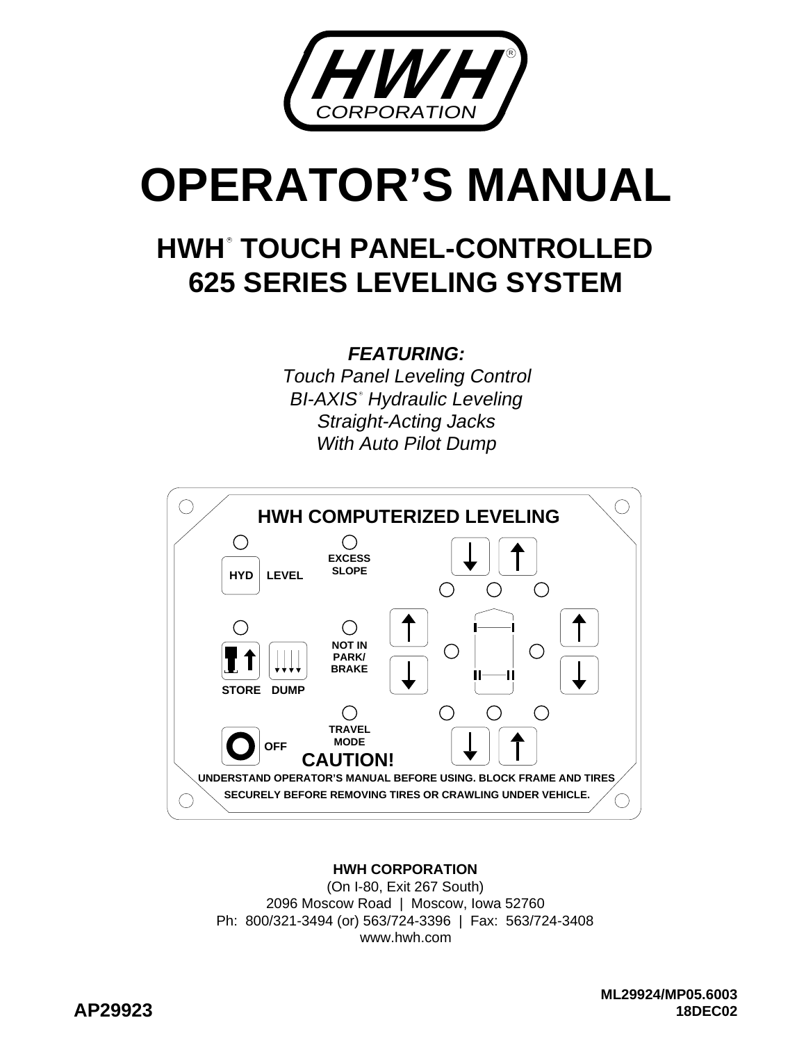HWH® CORPORATION

# OPERATOR'S MANUAL

## HWH® TOUCH PANEL-CONTROLLED 625 SERIES LEVELING SYSTEM

***FEATURING:***

*Touch Panel Leveling Control*
*BI-AXIS® Hydraulic Leveling*
*Straight-Acting Jacks*
*With Auto Pilot Dump*

**HWH COMPUTERIZED LEVELING**

HYD LEVEL

EXCESS SLOPE

STORE DUMP

NOT IN PARK/ BRAKE

OFF

TRAVEL MODE

**CAUTION!**

**UNDERSTAND OPERATOR'S MANUAL BEFORE USING. BLOCK FRAME AND TIRES SECURELY BEFORE REMOVING TIRES OR CRAWLING UNDER VEHICLE.**

**HWH CORPORATION**
(On I-80, Exit 267 South)
2096 Moscow Road | Moscow, Iowa 52760
Ph: 800/321-3494 (or) 563/724-3396 | Fax: 563/724-3408
www.hwh.com

**AP29923**

**ML29924/MP05.6003**
**18DEC02**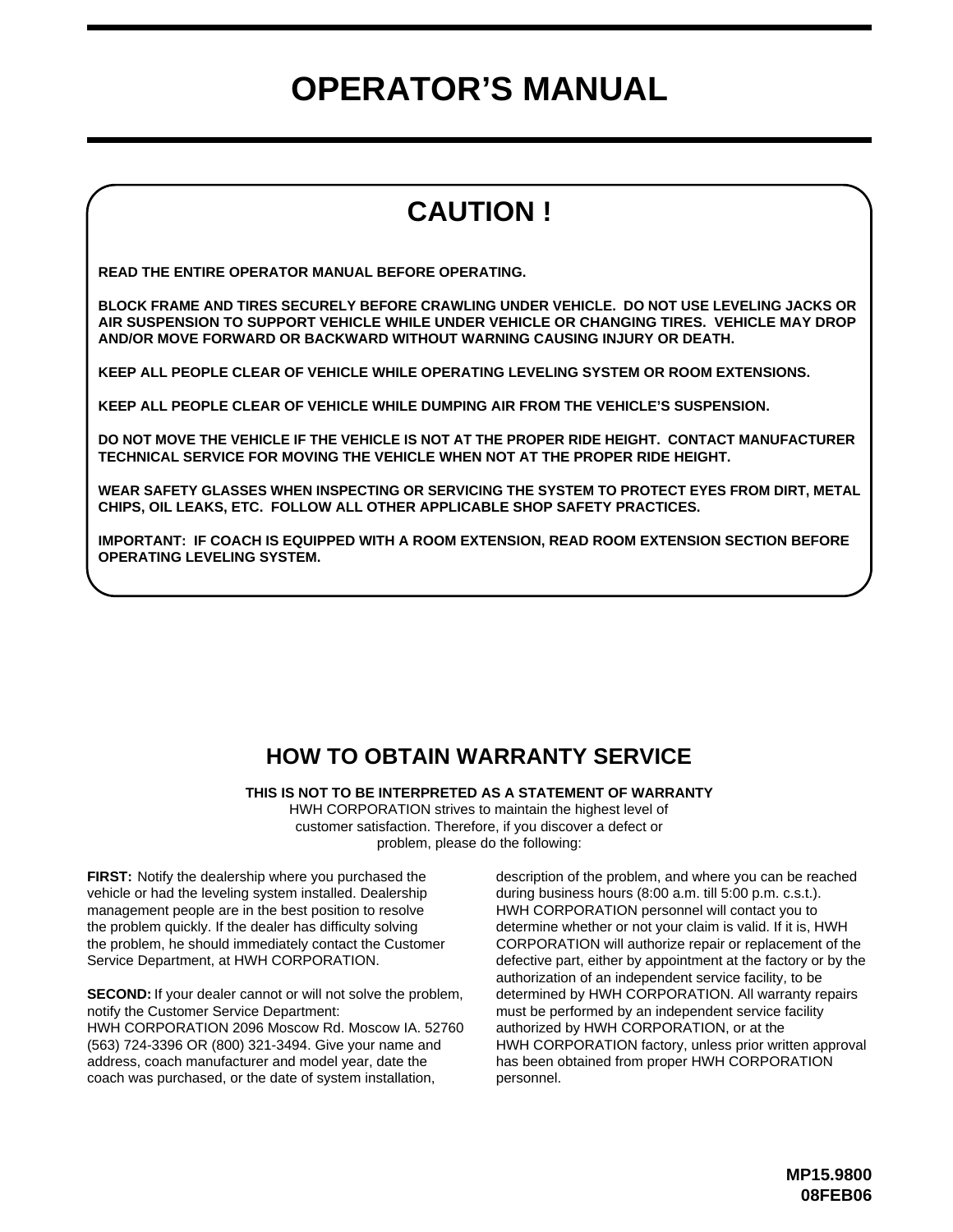# OPERATOR'S MANUAL

## CAUTION !

**READ THE ENTIRE OPERATOR MANUAL BEFORE OPERATING.**

**BLOCK FRAME AND TIRES SECURELY BEFORE CRAWLING UNDER VEHICLE. DO NOT USE LEVELING JACKS OR AIR SUSPENSION TO SUPPORT VEHICLE WHILE UNDER VEHICLE OR CHANGING TIRES. VEHICLE MAY DROP AND/OR MOVE FORWARD OR BACKWARD WITHOUT WARNING CAUSING INJURY OR DEATH.**

**KEEP ALL PEOPLE CLEAR OF VEHICLE WHILE OPERATING LEVELING SYSTEM OR ROOM EXTENSIONS.**

**KEEP ALL PEOPLE CLEAR OF VEHICLE WHILE DUMPING AIR FROM THE VEHICLE'S SUSPENSION.**

**DO NOT MOVE THE VEHICLE IF THE VEHICLE IS NOT AT THE PROPER RIDE HEIGHT. CONTACT MANUFACTURER TECHNICAL SERVICE FOR MOVING THE VEHICLE WHEN NOT AT THE PROPER RIDE HEIGHT.**

**WEAR SAFETY GLASSES WHEN INSPECTING OR SERVICING THE SYSTEM TO PROTECT EYES FROM DIRT, METAL CHIPS, OIL LEAKS, ETC. FOLLOW ALL OTHER APPLICABLE SHOP SAFETY PRACTICES.**

**IMPORTANT: IF COACH IS EQUIPPED WITH A ROOM EXTENSION, READ ROOM EXTENSION SECTION BEFORE OPERATING LEVELING SYSTEM.**

## HOW TO OBTAIN WARRANTY SERVICE

**THIS IS NOT TO BE INTERPRETED AS A STATEMENT OF WARRANTY**

HWH CORPORATION strives to maintain the highest level of customer satisfaction. Therefore, if you discover a defect or problem, please do the following:

**FIRST:** Notify the dealership where you purchased the vehicle or had the leveling system installed. Dealership management people are in the best position to resolve the problem quickly. If the dealer has difficulty solving the problem, he should immediately contact the Customer Service Department, at HWH CORPORATION.

**SECOND:** If your dealer cannot or will not solve the problem, notify the Customer Service Department: HWH CORPORATION 2096 Moscow Rd. Moscow IA. 52760 (563) 724-3396 OR (800) 321-3494. Give your name and address, coach manufacturer and model year, date the coach was purchased, or the date of system installation, description of the problem, and where you can be reached during business hours (8:00 a.m. till 5:00 p.m. c.s.t.). HWH CORPORATION personnel will contact you to determine whether or not your claim is valid. If it is, HWH CORPORATION will authorize repair or replacement of the defective part, either by appointment at the factory or by the authorization of an independent service facility, to be determined by HWH CORPORATION. All warranty repairs must be performed by an independent service facility authorized by HWH CORPORATION, or at the HWH CORPORATION factory, unless prior written approval has been obtained from proper HWH CORPORATION personnel.

**MP15.9800**
**08FEB06**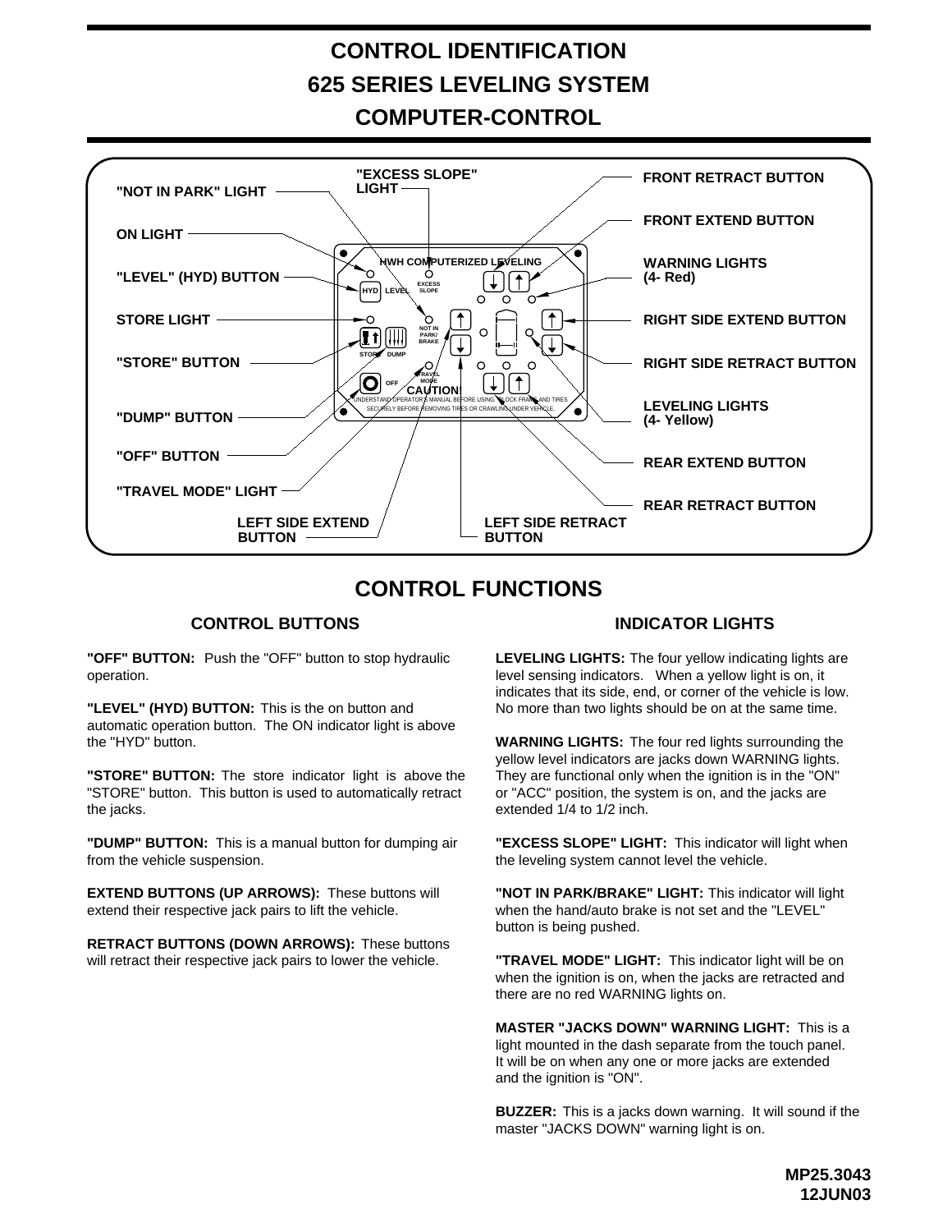# CONTROL IDENTIFICATION
# 625 SERIES LEVELING SYSTEM
# COMPUTER-CONTROL

"NOT IN PARK" LIGHT

"EXCESS SLOPE" LIGHT

FRONT RETRACT BUTTON

FRONT EXTEND BUTTON

ON LIGHT

"LEVEL" (HYD) BUTTON

WARNING LIGHTS (4- Red)

STORE LIGHT

RIGHT SIDE EXTEND BUTTON

"STORE" BUTTON

RIGHT SIDE RETRACT BUTTON

"DUMP" BUTTON

LEVELING LIGHTS (4- Yellow)

"OFF" BUTTON

REAR EXTEND BUTTON

"TRAVEL MODE" LIGHT

REAR RETRACT BUTTON

LEFT SIDE EXTEND BUTTON

LEFT SIDE RETRACT BUTTON

HWH COMPUTERIZED LEVELING

HYD LEVEL

EXCESS SLOPE

NOT IN PARK/ BRAKE

STORE DUMP

OFF

TRAVEL MODE

CAUTION! UNDERSTAND OPERATOR'S MANUAL BEFORE USING. BLOCK FRAME AND TIRES SECURELY BEFORE REMOVING TIRES OR CRAWLING UNDER VEHICLE.

# CONTROL FUNCTIONS

## CONTROL BUTTONS

**"OFF" BUTTON:** Push the "OFF" button to stop hydraulic operation.

**"LEVEL" (HYD) BUTTON:** This is the on button and automatic operation button. The ON indicator light is above the "HYD" button.

**"STORE" BUTTON:** The store indicator light is above the "STORE" button. This button is used to automatically retract the jacks.

**"DUMP" BUTTON:** This is a manual button for dumping air from the vehicle suspension.

**EXTEND BUTTONS (UP ARROWS):** These buttons will extend their respective jack pairs to lift the vehicle.

**RETRACT BUTTONS (DOWN ARROWS):** These buttons will retract their respective jack pairs to lower the vehicle.

## INDICATOR LIGHTS

**LEVELING LIGHTS:** The four yellow indicating lights are level sensing indicators. When a yellow light is on, it indicates that its side, end, or corner of the vehicle is low. No more than two lights should be on at the same time.

**WARNING LIGHTS:** The four red lights surrounding the yellow level indicators are jacks down WARNING lights. They are functional only when the ignition is in the "ON" or "ACC" position, the system is on, and the jacks are extended 1/4 to 1/2 inch.

**"EXCESS SLOPE" LIGHT:** This indicator will light when the leveling system cannot level the vehicle.

**"NOT IN PARK/BRAKE" LIGHT:** This indicator will light when the hand/auto brake is not set and the "LEVEL" button is being pushed.

**"TRAVEL MODE" LIGHT:** This indicator light will be on when the ignition is on, when the jacks are retracted and there are no red WARNING lights on.

**MASTER "JACKS DOWN" WARNING LIGHT:** This is a light mounted in the dash separate from the touch panel. It will be on when any one or more jacks are extended and the ignition is "ON".

**BUZZER:** This is a jacks down warning. It will sound if the master "JACKS DOWN" warning light is on.

MP25.3043
12JUN03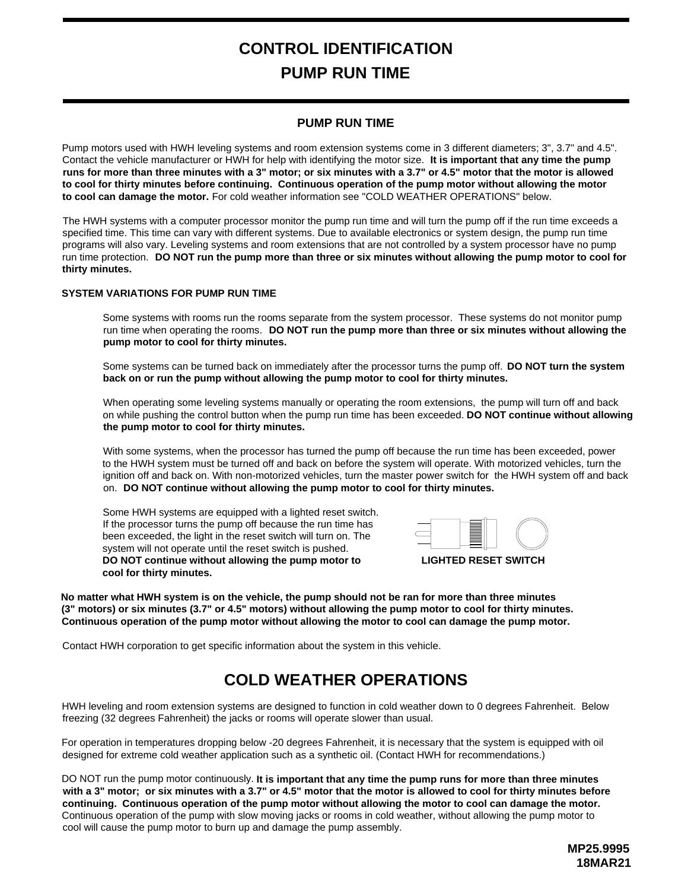# CONTROL IDENTIFICATION
# PUMP RUN TIME

## PUMP RUN TIME

Pump motors used with HWH leveling systems and room extension systems come in 3 different diameters; 3", 3.7" and 4.5". Contact the vehicle manufacturer or HWH for help with identifying the motor size. **It is important that any time the pump runs for more than three minutes with a 3" motor; or six minutes with a 3.7" or 4.5" motor that the motor is allowed to cool for thirty minutes before continuing. Continuous operation of the pump motor without allowing the motor to cool can damage the motor.** For cold weather information see "COLD WEATHER OPERATIONS" below.

The HWH systems with a computer processor monitor the pump run time and will turn the pump off if the run time exceeds a specified time. This time can vary with different systems. Due to available electronics or system design, the pump run time programs will also vary. Leveling systems and room extensions that are not controlled by a system processor have no pump run time protection. **DO NOT run the pump more than three or six minutes without allowing the pump motor to cool for thirty minutes.**

**SYSTEM VARIATIONS FOR PUMP RUN TIME**

Some systems with rooms run the rooms separate from the system processor. These systems do not monitor pump run time when operating the rooms. **DO NOT run the pump more than three or six minutes without allowing the pump motor to cool for thirty minutes.**

Some systems can be turned back on immediately after the processor turns the pump off. **DO NOT turn the system back on or run the pump without allowing the pump motor to cool for thirty minutes.**

When operating some leveling systems manually or operating the room extensions, the pump will turn off and back on while pushing the control button when the pump run time has been exceeded. **DO NOT continue without allowing the pump motor to cool for thirty minutes.**

With some systems, when the processor has turned the pump off because the run time has been exceeded, power to the HWH system must be turned off and back on before the system will operate. With motorized vehicles, turn the ignition off and back on. With non-motorized vehicles, turn the master power switch for the HWH system off and back on. **DO NOT continue without allowing the pump motor to cool for thirty minutes.**

Some HWH systems are equipped with a lighted reset switch. If the processor turns the pump off because the run time has been exceeded, the light in the reset switch will turn on. The system will not operate until the reset switch is pushed. **DO NOT continue without allowing the pump motor to cool for thirty minutes.**

**LIGHTED RESET SWITCH**

**No matter what HWH system is on the vehicle, the pump should not be ran for more than three minutes (3" motors) or six minutes (3.7" or 4.5" motors) without allowing the pump motor to cool for thirty minutes. Continuous operation of the pump motor without allowing the motor to cool can damage the pump motor.**

Contact HWH corporation to get specific information about the system in this vehicle.

# COLD WEATHER OPERATIONS

HWH leveling and room extension systems are designed to function in cold weather down to 0 degrees Fahrenheit. Below freezing (32 degrees Fahrenheit) the jacks or rooms will operate slower than usual.

For operation in temperatures dropping below -20 degrees Fahrenheit, it is necessary that the system is equipped with oil designed for extreme cold weather application such as a synthetic oil. (Contact HWH for recommendations.)

DO NOT run the pump motor continuously. **It is important that any time the pump runs for more than three minutes with a 3" motor; or six minutes with a 3.7" or 4.5" motor that the motor is allowed to cool for thirty minutes before continuing. Continuous operation of the pump motor without allowing the motor to cool can damage the motor.** Continuous operation of the pump with slow moving jacks or rooms in cold weather, without allowing the pump motor to cool will cause the pump motor to burn up and damage the pump assembly.

**MP25.9995**
**18MAR21**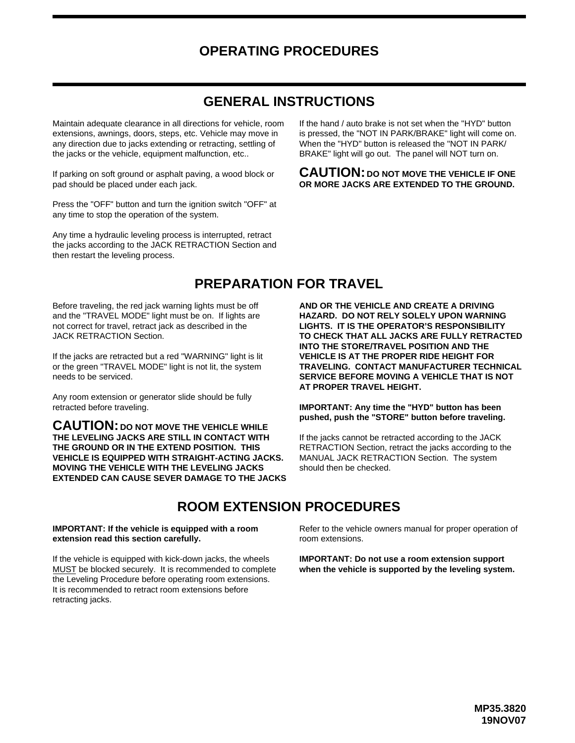# OPERATING PROCEDURES

## GENERAL INSTRUCTIONS

Maintain adequate clearance in all directions for vehicle, room extensions, awnings, doors, steps, etc. Vehicle may move in any direction due to jacks extending or retracting, settling of the jacks or the vehicle, equipment malfunction, etc..

If parking on soft ground or asphalt paving, a wood block or pad should be placed under each jack.

Press the "OFF" button and turn the ignition switch "OFF" at any time to stop the operation of the system.

Any time a hydraulic leveling process is interrupted, retract the jacks according to the JACK RETRACTION Section and then restart the leveling process.

If the hand / auto brake is not set when the "HYD" button is pressed, the "NOT IN PARK/BRAKE" light will come on. When the "HYD" button is released the "NOT IN PARK/ BRAKE" light will go out. The panel will NOT turn on.

**CAUTION: DO NOT MOVE THE VEHICLE IF ONE OR MORE JACKS ARE EXTENDED TO THE GROUND.**

## PREPARATION FOR TRAVEL

Before traveling, the red jack warning lights must be off and the "TRAVEL MODE" light must be on. If lights are not correct for travel, retract jack as described in the JACK RETRACTION Section.

If the jacks are retracted but a red "WARNING" light is lit or the green "TRAVEL MODE" light is not lit, the system needs to be serviced.

Any room extension or generator slide should be fully retracted before traveling.

**CAUTION: DO NOT MOVE THE VEHICLE WHILE THE LEVELING JACKS ARE STILL IN CONTACT WITH THE GROUND OR IN THE EXTEND POSITION. THIS VEHICLE IS EQUIPPED WITH STRAIGHT-ACTING JACKS. MOVING THE VEHICLE WITH THE LEVELING JACKS EXTENDED CAN CAUSE SEVER DAMAGE TO THE JACKS AND OR THE VEHICLE AND CREATE A DRIVING HAZARD. DO NOT RELY SOLELY UPON WARNING LIGHTS. IT IS THE OPERATOR'S RESPONSIBILITY TO CHECK THAT ALL JACKS ARE FULLY RETRACTED INTO THE STORE/TRAVEL POSITION AND THE VEHICLE IS AT THE PROPER RIDE HEIGHT FOR TRAVELING. CONTACT MANUFACTURER TECHNICAL SERVICE BEFORE MOVING A VEHICLE THAT IS NOT AT PROPER TRAVEL HEIGHT.**

**IMPORTANT: Any time the "HYD" button has been pushed, push the "STORE" button before traveling.**

If the jacks cannot be retracted according to the JACK RETRACTION Section, retract the jacks according to the MANUAL JACK RETRACTION Section. The system should then be checked.

## ROOM EXTENSION PROCEDURES

**IMPORTANT: If the vehicle is equipped with a room extension read this section carefully.**

If the vehicle is equipped with kick-down jacks, the wheels MUST be blocked securely. It is recommended to complete the Leveling Procedure before operating room extensions. It is recommended to retract room extensions before retracting jacks.

Refer to the vehicle owners manual for proper operation of room extensions.

**IMPORTANT: Do not use a room extension support when the vehicle is supported by the leveling system.**

MP35.3820
19NOV07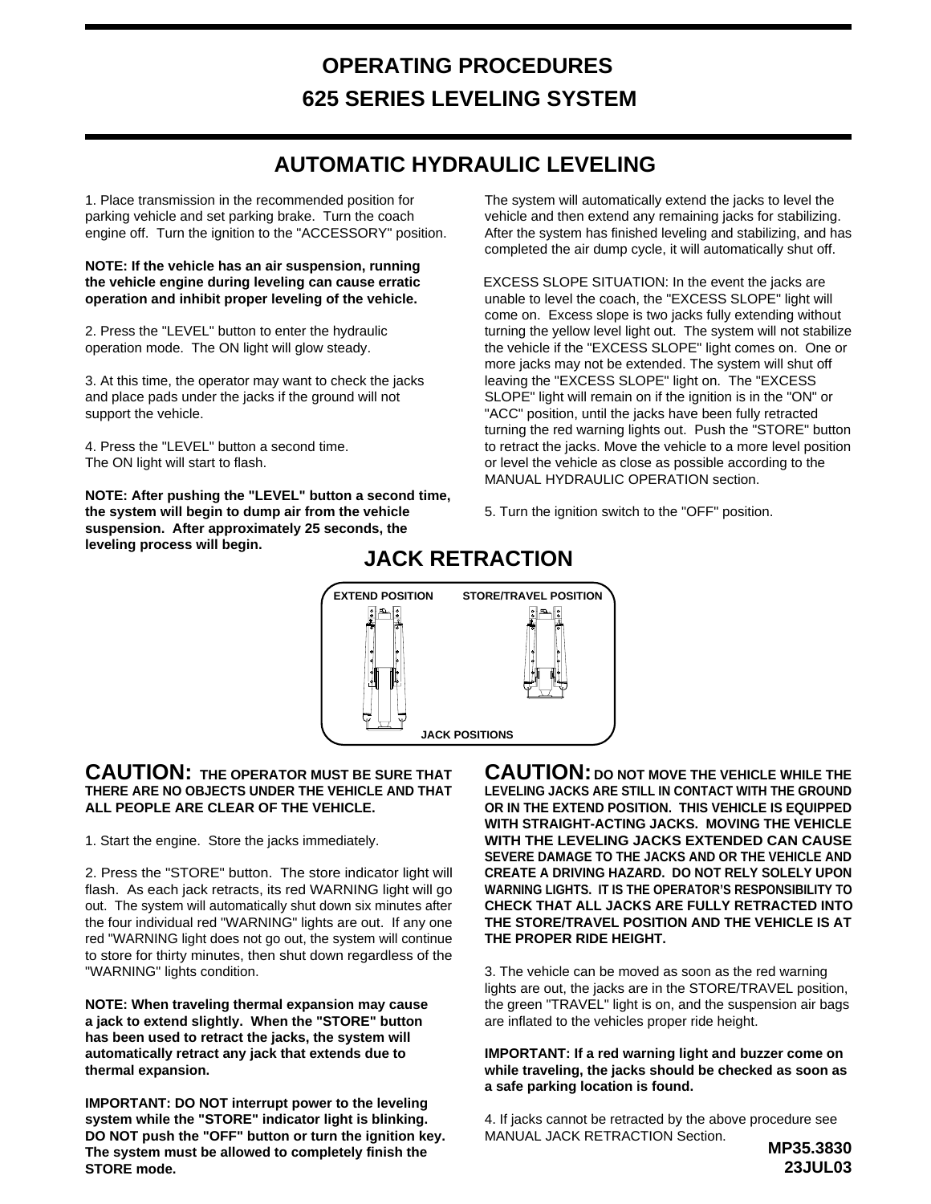# OPERATING PROCEDURES

# 625 SERIES LEVELING SYSTEM

## AUTOMATIC HYDRAULIC LEVELING

1. Place transmission in the recommended position for parking vehicle and set parking brake. Turn the coach engine off. Turn the ignition to the "ACCESSORY" position.

**NOTE: If the vehicle has an air suspension, running the vehicle engine during leveling can cause erratic operation and inhibit proper leveling of the vehicle.**

2. Press the "LEVEL" button to enter the hydraulic operation mode. The ON light will glow steady.

3. At this time, the operator may want to check the jacks and place pads under the jacks if the ground will not support the vehicle.

4. Press the "LEVEL" button a second time. The ON light will start to flash.

**NOTE: After pushing the "LEVEL" button a second time, the system will begin to dump air from the vehicle suspension. After approximately 25 seconds, the leveling process will begin.**

The system will automatically extend the jacks to level the vehicle and then extend any remaining jacks for stabilizing. After the system has finished leveling and stabilizing, and has completed the air dump cycle, it will automatically shut off.

EXCESS SLOPE SITUATION: In the event the jacks are unable to level the coach, the "EXCESS SLOPE" light will come on. Excess slope is two jacks fully extending without turning the yellow level light out. The system will not stabilize the vehicle if the "EXCESS SLOPE" light comes on. One or more jacks may not be extended. The system will shut off leaving the "EXCESS SLOPE" light on. The "EXCESS SLOPE" light will remain on if the ignition is in the "ON" or "ACC" position, until the jacks have been fully retracted turning the red warning lights out. Push the "STORE" button to retract the jacks. Move the vehicle to a more level position or level the vehicle as close as possible according to the MANUAL HYDRAULIC OPERATION section.

5. Turn the ignition switch to the "OFF" position.

## JACK RETRACTION

EXTEND POSITION | STORE/TRAVEL POSITION

JACK POSITIONS

**CAUTION: THE OPERATOR MUST BE SURE THAT THERE ARE NO OBJECTS UNDER THE VEHICLE AND THAT ALL PEOPLE ARE CLEAR OF THE VEHICLE.**

1. Start the engine. Store the jacks immediately.

2. Press the "STORE" button. The store indicator light will flash. As each jack retracts, its red WARNING light will go out. The system will automatically shut down six minutes after the four individual red "WARNING" lights are out. If any one red "WARNING light does not go out, the system will continue to store for thirty minutes, then shut down regardless of the "WARNING" lights condition.

**NOTE: When traveling thermal expansion may cause a jack to extend slightly. When the "STORE" button has been used to retract the jacks, the system will automatically retract any jack that extends due to thermal expansion.**

**IMPORTANT: DO NOT interrupt power to the leveling system while the "STORE" indicator light is blinking. DO NOT push the "OFF" button or turn the ignition key. The system must be allowed to completely finish the STORE mode.**

**CAUTION: DO NOT MOVE THE VEHICLE WHILE THE LEVELING JACKS ARE STILL IN CONTACT WITH THE GROUND OR IN THE EXTEND POSITION. THIS VEHICLE IS EQUIPPED WITH STRAIGHT-ACTING JACKS. MOVING THE VEHICLE WITH THE LEVELING JACKS EXTENDED CAN CAUSE SEVERE DAMAGE TO THE JACKS AND OR THE VEHICLE AND CREATE A DRIVING HAZARD. DO NOT RELY SOLELY UPON WARNING LIGHTS. IT IS THE OPERATOR'S RESPONSIBILITY TO CHECK THAT ALL JACKS ARE FULLY RETRACTED INTO THE STORE/TRAVEL POSITION AND THE VEHICLE IS AT THE PROPER RIDE HEIGHT.**

3. The vehicle can be moved as soon as the red warning lights are out, the jacks are in the STORE/TRAVEL position, the green "TRAVEL" light is on, and the suspension air bags are inflated to the vehicles proper ride height.

**IMPORTANT: If a red warning light and buzzer come on while traveling, the jacks should be checked as soon as a safe parking location is found.**

4. If jacks cannot be retracted by the above procedure see MANUAL JACK RETRACTION Section.

**MP35.3830**
**23JUL03**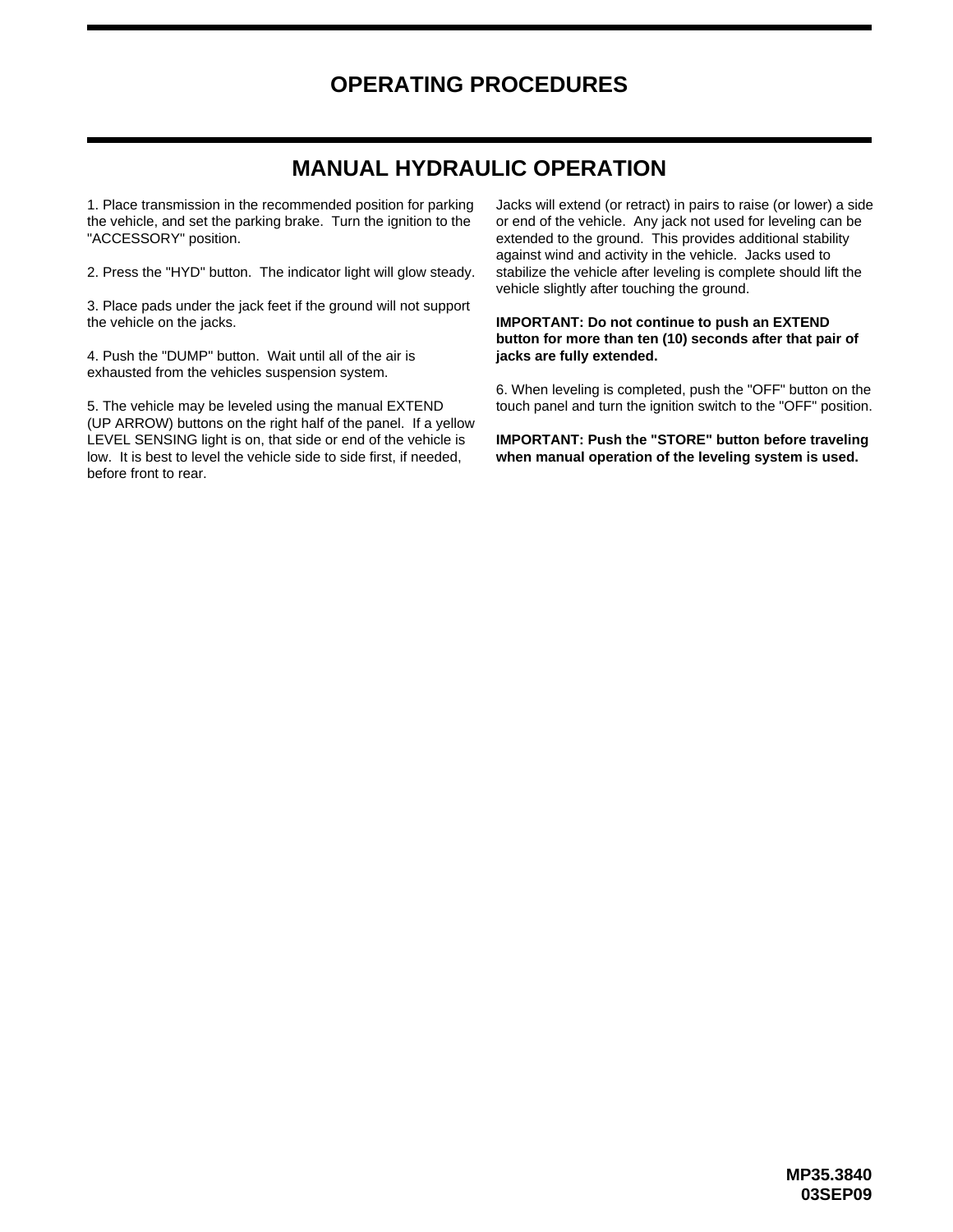# OPERATING PROCEDURES

## MANUAL HYDRAULIC OPERATION

1. Place transmission in the recommended position for parking the vehicle, and set the parking brake. Turn the ignition to the "ACCESSORY" position.

2. Press the "HYD" button. The indicator light will glow steady.

3. Place pads under the jack feet if the ground will not support the vehicle on the jacks.

4. Push the "DUMP" button. Wait until all of the air is exhausted from the vehicles suspension system.

5. The vehicle may be leveled using the manual EXTEND (UP ARROW) buttons on the right half of the panel. If a yellow LEVEL SENSING light is on, that side or end of the vehicle is low. It is best to level the vehicle side to side first, if needed, before front to rear.

Jacks will extend (or retract) in pairs to raise (or lower) a side or end of the vehicle. Any jack not used for leveling can be extended to the ground. This provides additional stability against wind and activity in the vehicle. Jacks used to stabilize the vehicle after leveling is complete should lift the vehicle slightly after touching the ground.

**IMPORTANT: Do not continue to push an EXTEND button for more than ten (10) seconds after that pair of jacks are fully extended.**

6. When leveling is completed, push the "OFF" button on the touch panel and turn the ignition switch to the "OFF" position.

**IMPORTANT: Push the "STORE" button before traveling when manual operation of the leveling system is used.**

**MP35.3840**
**03SEP09**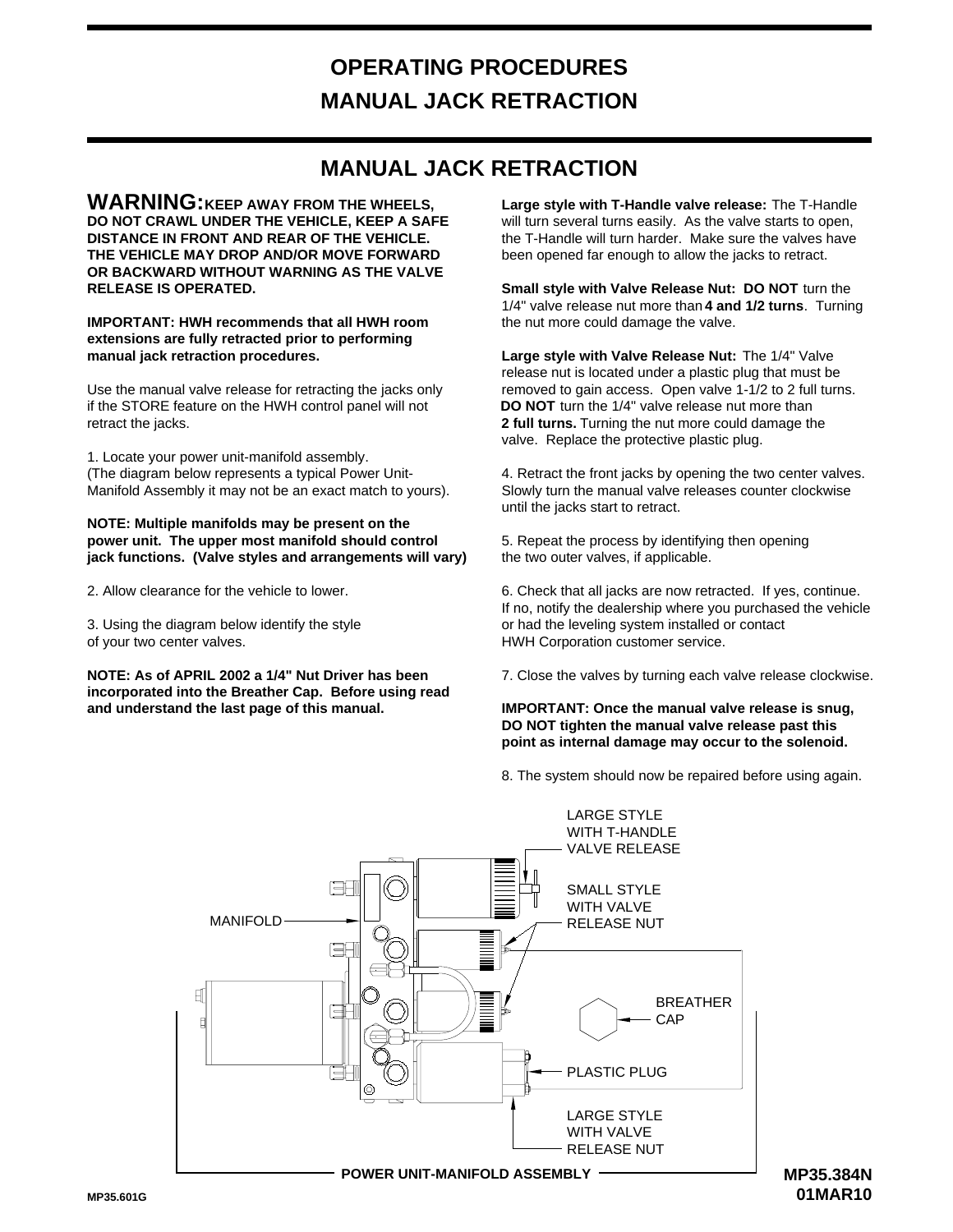# OPERATING PROCEDURES
# MANUAL JACK RETRACTION

## MANUAL JACK RETRACTION

**WARNING: KEEP AWAY FROM THE WHEELS, DO NOT CRAWL UNDER THE VEHICLE, KEEP A SAFE DISTANCE IN FRONT AND REAR OF THE VEHICLE. THE VEHICLE MAY DROP AND/OR MOVE FORWARD OR BACKWARD WITHOUT WARNING AS THE VALVE RELEASE IS OPERATED.**

**IMPORTANT: HWH recommends that all HWH room extensions are fully retracted prior to performing manual jack retraction procedures.**

Use the manual valve release for retracting the jacks only if the STORE feature on the HWH control panel will not retract the jacks.

1. Locate your power unit-manifold assembly.
(The diagram below represents a typical Power Unit-Manifold Assembly it may not be an exact match to yours).

**NOTE: Multiple manifolds may be present on the power unit. The upper most manifold should control jack functions. (Valve styles and arrangements will vary)**

2. Allow clearance for the vehicle to lower.

3. Using the diagram below identify the style of your two center valves.

**NOTE: As of APRIL 2002 a 1/4" Nut Driver has been incorporated into the Breather Cap. Before using read and understand the last page of this manual.**

**Large style with T-Handle valve release:** The T-Handle will turn several turns easily. As the valve starts to open, the T-Handle will turn harder. Make sure the valves have been opened far enough to allow the jacks to retract.

**Small style with Valve Release Nut: DO NOT** turn the 1/4" valve release nut more than **4 and 1/2 turns**. Turning the nut more could damage the valve.

**Large style with Valve Release Nut:** The 1/4" Valve release nut is located under a plastic plug that must be removed to gain access. Open valve 1-1/2 to 2 full turns. **DO NOT** turn the 1/4" valve release nut more than **2 full turns.** Turning the nut more could damage the valve. Replace the protective plastic plug.

4. Retract the front jacks by opening the two center valves. Slowly turn the manual valve releases counter clockwise until the jacks start to retract.

5. Repeat the process by identifying then opening the two outer valves, if applicable.

6. Check that all jacks are now retracted. If yes, continue. If no, notify the dealership where you purchased the vehicle or had the leveling system installed or contact HWH Corporation customer service.

7. Close the valves by turning each valve release clockwise.

**IMPORTANT: Once the manual valve release is snug, DO NOT tighten the manual valve release past this point as internal damage may occur to the solenoid.**

8. The system should now be repaired before using again.

LARGE STYLE WITH T-HANDLE VALVE RELEASE

SMALL STYLE WITH VALVE RELEASE NUT

MANIFOLD

BREATHER CAP

PLASTIC PLUG

LARGE STYLE WITH VALVE RELEASE NUT

**POWER UNIT-MANIFOLD ASSEMBLY**

**MP35.384N**
**01MAR10**

MP35.601G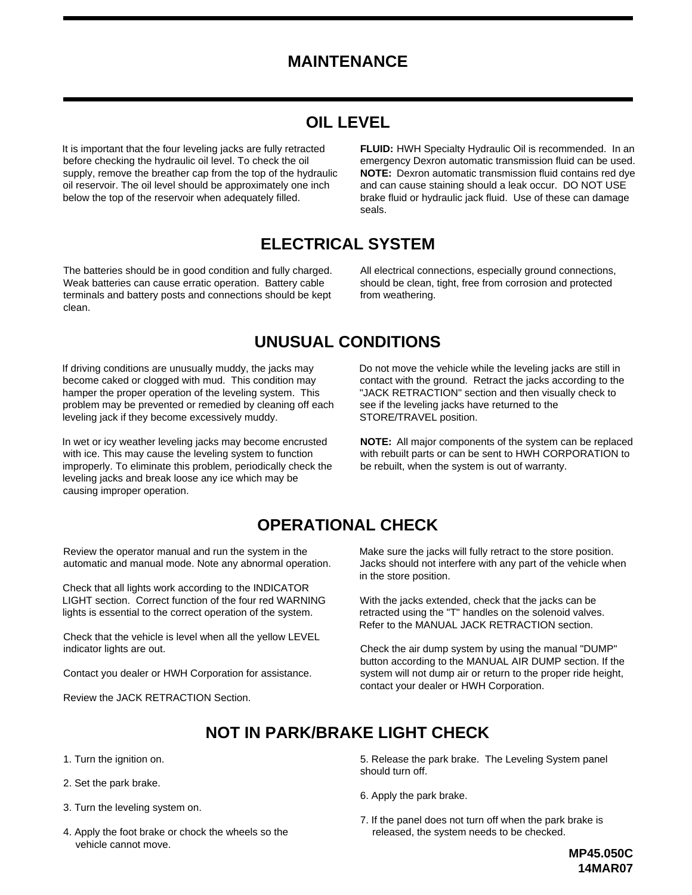# MAINTENANCE

## OIL LEVEL

It is important that the four leveling jacks are fully retracted before checking the hydraulic oil level. To check the oil supply, remove the breather cap from the top of the hydraulic oil reservoir. The oil level should be approximately one inch below the top of the reservoir when adequately filled.

**FLUID:** HWH Specialty Hydraulic Oil is recommended. In an emergency Dexron automatic transmission fluid can be used. **NOTE:** Dexron automatic transmission fluid contains red dye and can cause staining should a leak occur. DO NOT USE brake fluid or hydraulic jack fluid. Use of these can damage seals.

## ELECTRICAL SYSTEM

The batteries should be in good condition and fully charged. Weak batteries can cause erratic operation. Battery cable terminals and battery posts and connections should be kept clean.

All electrical connections, especially ground connections, should be clean, tight, free from corrosion and protected from weathering.

## UNUSUAL CONDITIONS

If driving conditions are unusually muddy, the jacks may become caked or clogged with mud. This condition may hamper the proper operation of the leveling system. This problem may be prevented or remedied by cleaning off each leveling jack if they become excessively muddy.

In wet or icy weather leveling jacks may become encrusted with ice. This may cause the leveling system to function improperly. To eliminate this problem, periodically check the leveling jacks and break loose any ice which may be causing improper operation.

Do not move the vehicle while the leveling jacks are still in contact with the ground. Retract the jacks according to the "JACK RETRACTION" section and then visually check to see if the leveling jacks have returned to the STORE/TRAVEL position.

**NOTE:** All major components of the system can be replaced with rebuilt parts or can be sent to HWH CORPORATION to be rebuilt, when the system is out of warranty.

## OPERATIONAL CHECK

Review the operator manual and run the system in the automatic and manual mode. Note any abnormal operation.

Check that all lights work according to the INDICATOR LIGHT section. Correct function of the four red WARNING lights is essential to the correct operation of the system.

Check that the vehicle is level when all the yellow LEVEL indicator lights are out.

Contact you dealer or HWH Corporation for assistance.

Review the JACK RETRACTION Section.

Make sure the jacks will fully retract to the store position. Jacks should not interfere with any part of the vehicle when in the store position.

With the jacks extended, check that the jacks can be retracted using the "T" handles on the solenoid valves. Refer to the MANUAL JACK RETRACTION section.

Check the air dump system by using the manual "DUMP" button according to the MANUAL AIR DUMP section. If the system will not dump air or return to the proper ride height, contact your dealer or HWH Corporation.

## NOT IN PARK/BRAKE LIGHT CHECK

1. Turn the ignition on.
2. Set the park brake.
3. Turn the leveling system on.
4. Apply the foot brake or chock the wheels so the vehicle cannot move.
5. Release the park brake. The Leveling System panel should turn off.
6. Apply the park brake.
7. If the panel does not turn off when the park brake is released, the system needs to be checked.

**MP45.050C**
**14MAR07**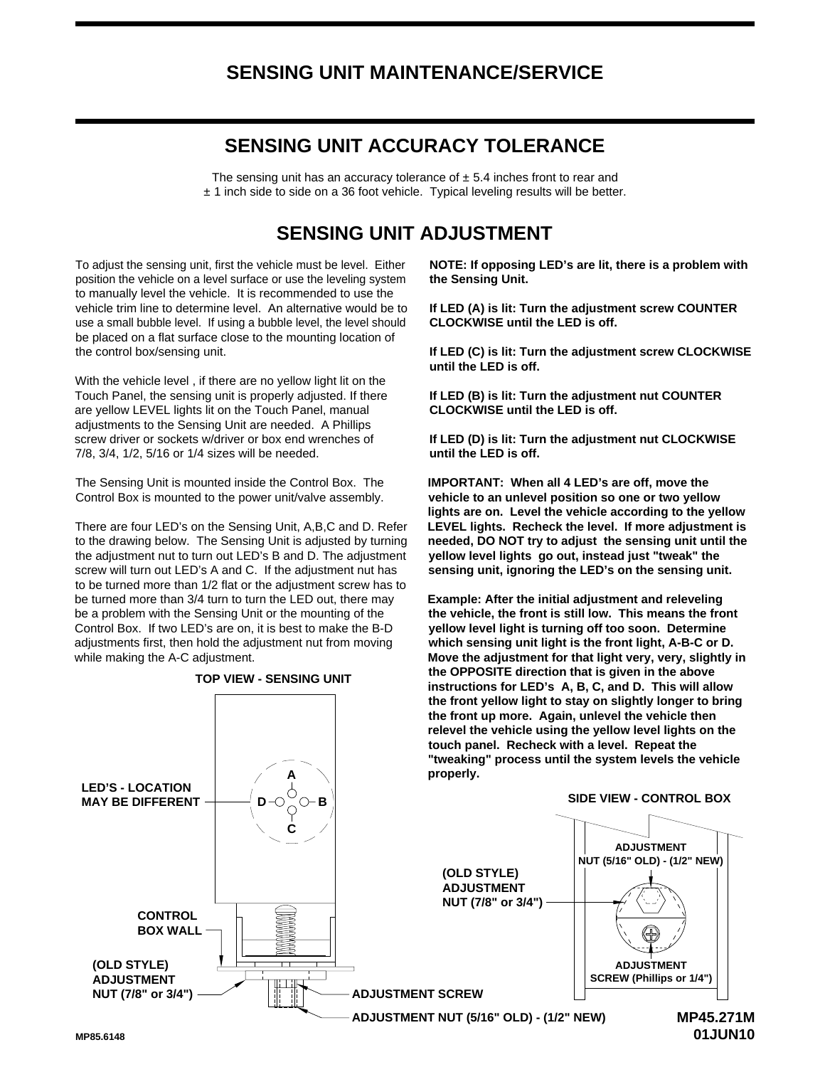# SENSING UNIT MAINTENANCE/SERVICE

## SENSING UNIT ACCURACY TOLERANCE

The sensing unit has an accuracy tolerance of ± 5.4 inches front to rear and ± 1 inch side to side on a 36 foot vehicle. Typical leveling results will be better.

## SENSING UNIT ADJUSTMENT

To adjust the sensing unit, first the vehicle must be level. Either position the vehicle on a level surface or use the leveling system to manually level the vehicle. It is recommended to use the vehicle trim line to determine level. An alternative would be to use a small bubble level. If using a bubble level, the level should be placed on a flat surface close to the mounting location of the control box/sensing unit.

With the vehicle level , if there are no yellow light lit on the Touch Panel, the sensing unit is properly adjusted. If there are yellow LEVEL lights lit on the Touch Panel, manual adjustments to the Sensing Unit are needed. A Phillips screw driver or sockets w/driver or box end wrenches of 7/8, 3/4, 1/2, 5/16 or 1/4 sizes will be needed.

The Sensing Unit is mounted inside the Control Box. The Control Box is mounted to the power unit/valve assembly.

There are four LED's on the Sensing Unit, A,B,C and D. Refer to the drawing below. The Sensing Unit is adjusted by turning the adjustment nut to turn out LED's B and D. The adjustment screw will turn out LED's A and C. If the adjustment nut has to be turned more than 1/2 flat or the adjustment screw has to be turned more than 3/4 turn to turn the LED out, there may be a problem with the Sensing Unit or the mounting of the Control Box. If two LED's are on, it is best to make the B-D adjustments first, then hold the adjustment nut from moving while making the A-C adjustment.

**NOTE: If opposing LED's are lit, there is a problem with the Sensing Unit.**

**If LED (A) is lit: Turn the adjustment screw COUNTER CLOCKWISE until the LED is off.**

**If LED (C) is lit: Turn the adjustment screw CLOCKWISE until the LED is off.**

**If LED (B) is lit: Turn the adjustment nut COUNTER CLOCKWISE until the LED is off.**

**If LED (D) is lit: Turn the adjustment nut CLOCKWISE until the LED is off.**

**IMPORTANT: When all 4 LED's are off, move the vehicle to an unlevel position so one or two yellow lights are on. Level the vehicle according to the yellow LEVEL lights. Recheck the level. If more adjustment is needed, DO NOT try to adjust the sensing unit until the yellow level lights go out, instead just "tweak" the sensing unit, ignoring the LED's on the sensing unit.**

**Example: After the initial adjustment and releveling the vehicle, the front is still low. This means the front yellow level light is turning off too soon. Determine which sensing unit light is the front light, A-B-C or D. Move the adjustment for that light very, very, slightly in the OPPOSITE direction that is given in the above instructions for LED's A, B, C, and D. This will allow the front yellow light to stay on slightly longer to bring the front up more. Again, unlevel the vehicle then relevel the vehicle using the yellow level lights on the touch panel. Recheck with a level. Repeat the "tweaking" process until the system levels the vehicle properly.**

**TOP VIEW - SENSING UNIT**

- LED'S - LOCATION MAY BE DIFFERENT (A, B, C, D)
- CONTROL BOX WALL
- (OLD STYLE) ADJUSTMENT NUT (7/8" or 3/4")
- ADJUSTMENT SCREW
- ADJUSTMENT NUT (5/16" OLD) - (1/2" NEW)

**SIDE VIEW - CONTROL BOX**

- ADJUSTMENT NUT (5/16" OLD) - (1/2" NEW)
- (OLD STYLE) ADJUSTMENT NUT (7/8" or 3/4")
- ADJUSTMENT SCREW (Phillips or 1/4")

MP85.6148

MP45.271M
01JUN10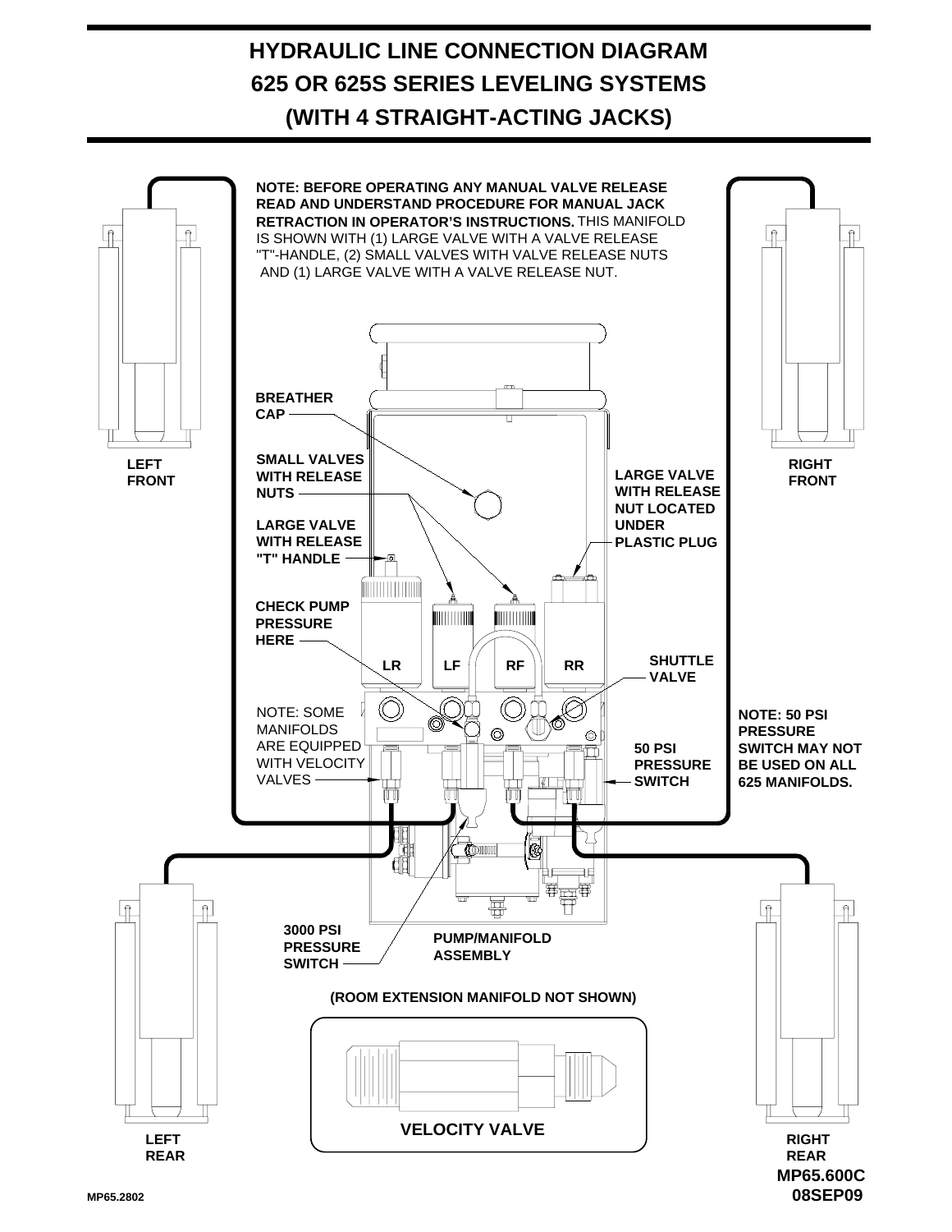# HYDRAULIC LINE CONNECTION DIAGRAM
# 625 OR 625S SERIES LEVELING SYSTEMS
# (WITH 4 STRAIGHT-ACTING JACKS)

**NOTE: BEFORE OPERATING ANY MANUAL VALVE RELEASE READ AND UNDERSTAND PROCEDURE FOR MANUAL JACK RETRACTION IN OPERATOR'S INSTRUCTIONS.** THIS MANIFOLD IS SHOWN WITH (1) LARGE VALVE WITH A VALVE RELEASE "T"-HANDLE, (2) SMALL VALVES WITH VALVE RELEASE NUTS AND (1) LARGE VALVE WITH A VALVE RELEASE NUT.

**LEFT FRONT**

**RIGHT FRONT**

**BREATHER CAP**

**SMALL VALVES WITH RELEASE NUTS**

**LARGE VALVE WITH RELEASE NUT LOCATED UNDER PLASTIC PLUG**

**LARGE VALVE WITH RELEASE "T" HANDLE**

**CHECK PUMP PRESSURE HERE**

**LR** **LF** **RF** **RR**

**SHUTTLE VALVE**

NOTE: SOME MANIFOLDS ARE EQUIPPED WITH VELOCITY VALVES

**50 PSI PRESSURE SWITCH**

**NOTE: 50 PSI PRESSURE SWITCH MAY NOT BE USED ON ALL 625 MANIFOLDS.**

**3000 PSI PRESSURE SWITCH**

**PUMP/MANIFOLD ASSEMBLY**

**(ROOM EXTENSION MANIFOLD NOT SHOWN)**

**VELOCITY VALVE**

**LEFT REAR**

**RIGHT REAR**

**MP65.600C**
**08SEP09**

MP65.2802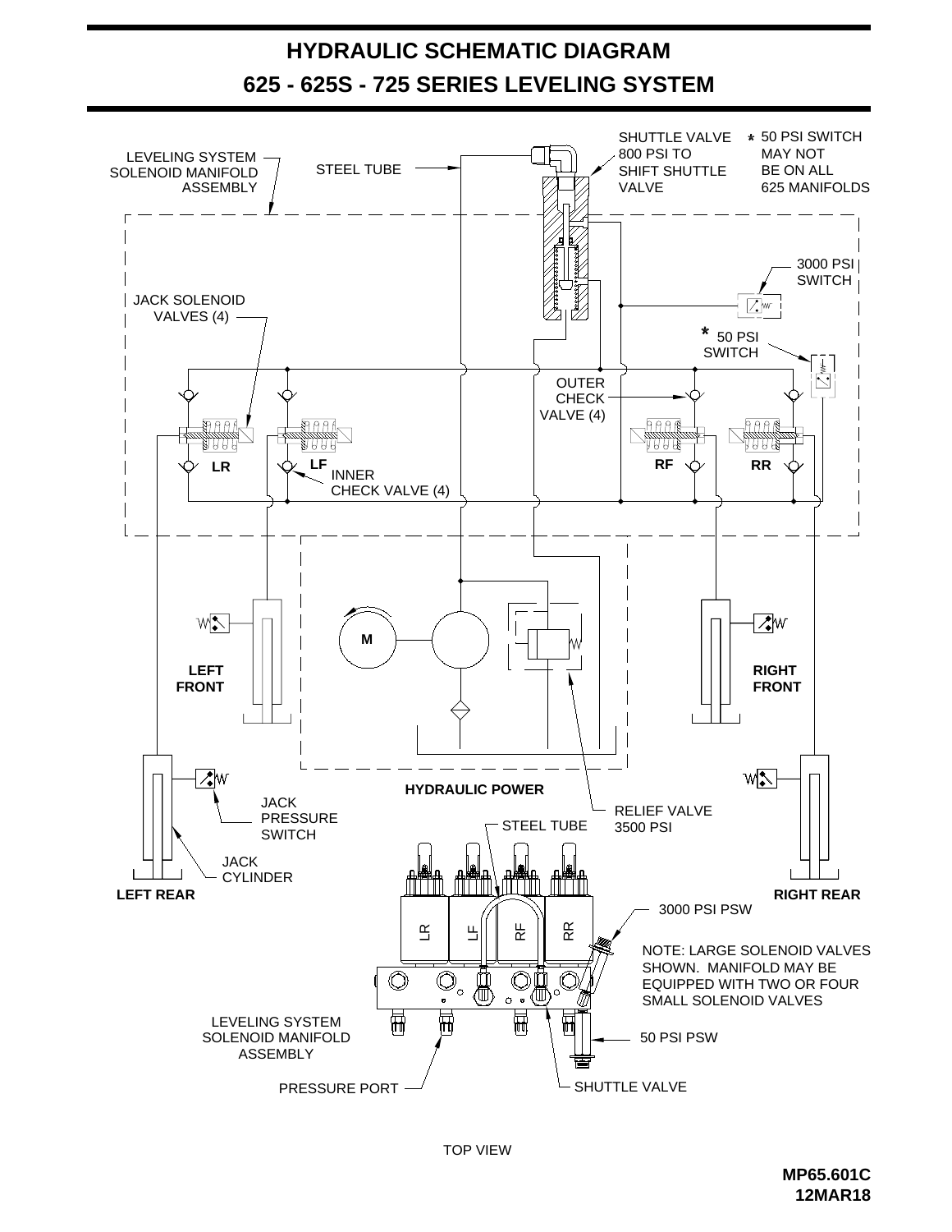# HYDRAULIC SCHEMATIC DIAGRAM

## 625 - 625S - 725 SERIES LEVELING SYSTEM

LEVELING SYSTEM SOLENOID MANIFOLD ASSEMBLY

STEEL TUBE

SHUTTLE VALVE 800 PSI TO SHIFT SHUTTLE VALVE

* 50 PSI SWITCH MAY NOT BE ON ALL 625 MANIFOLDS

3000 PSI SWITCH

JACK SOLENOID VALVES (4)

* 50 PSI SWITCH

OUTER CHECK VALVE (4)

LR

LF

INNER CHECK VALVE (4)

RF

RR

M

LEFT FRONT

RIGHT FRONT

JACK PRESSURE SWITCH

HYDRAULIC POWER

RELIEF VALVE 3500 PSI

STEEL TUBE

JACK CYLINDER

LEFT REAR

RIGHT REAR

3000 PSI PSW

LR LF RF RR

NOTE: LARGE SOLENOID VALVES SHOWN. MANIFOLD MAY BE EQUIPPED WITH TWO OR FOUR SMALL SOLENOID VALVES

LEVELING SYSTEM SOLENOID MANIFOLD ASSEMBLY

50 PSI PSW

PRESSURE PORT

SHUTTLE VALVE

TOP VIEW

MP65.601C
12MAR18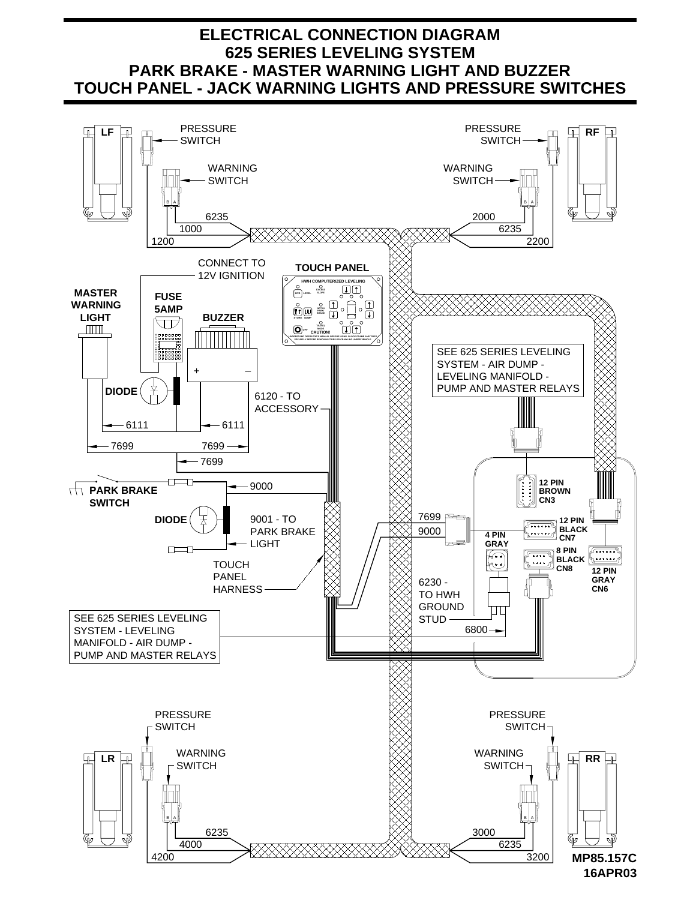# ELECTRICAL CONNECTION DIAGRAM
# 625 SERIES LEVELING SYSTEM
# PARK BRAKE - MASTER WARNING LIGHT AND BUZZER
# TOUCH PANEL - JACK WARNING LIGHTS AND PRESSURE SWITCHES

LF

PRESSURE SWITCH

WARNING SWITCH

6235
1000
1200

RF

PRESSURE SWITCH

WARNING SWITCH

2000
6235
2200

CONNECT TO 12V IGNITION

**TOUCH PANEL**

HWH COMPUTERIZED LEVELING

CAUTION!

**MASTER WARNING LIGHT**

**FUSE 5AMP**

**BUZZER**

+ –

**DIODE**

6120 - TO ACCESSORY

6111
6111

7699
7699
7699

SEE 625 SERIES LEVELING SYSTEM - AIR DUMP - LEVELING MANIFOLD - PUMP AND MASTER RELAYS

**12 PIN BROWN CN3**

**PARK BRAKE SWITCH**

9000

**DIODE**

9001 - TO PARK BRAKE LIGHT

7699
9000

**4 PIN GRAY**

**12 PIN BLACK CN7**

**8 PIN BLACK CN8**

**12 PIN GRAY CN6**

TOUCH PANEL HARNESS

6230 - TO HWH GROUND STUD

6800

SEE 625 SERIES LEVELING SYSTEM - LEVELING MANIFOLD - AIR DUMP - PUMP AND MASTER RELAYS

LR

PRESSURE SWITCH

WARNING SWITCH

6235
4000
4200

RR

PRESSURE SWITCH

WARNING SWITCH

3000
6235
3200

**MP85.157C**
**16APR03**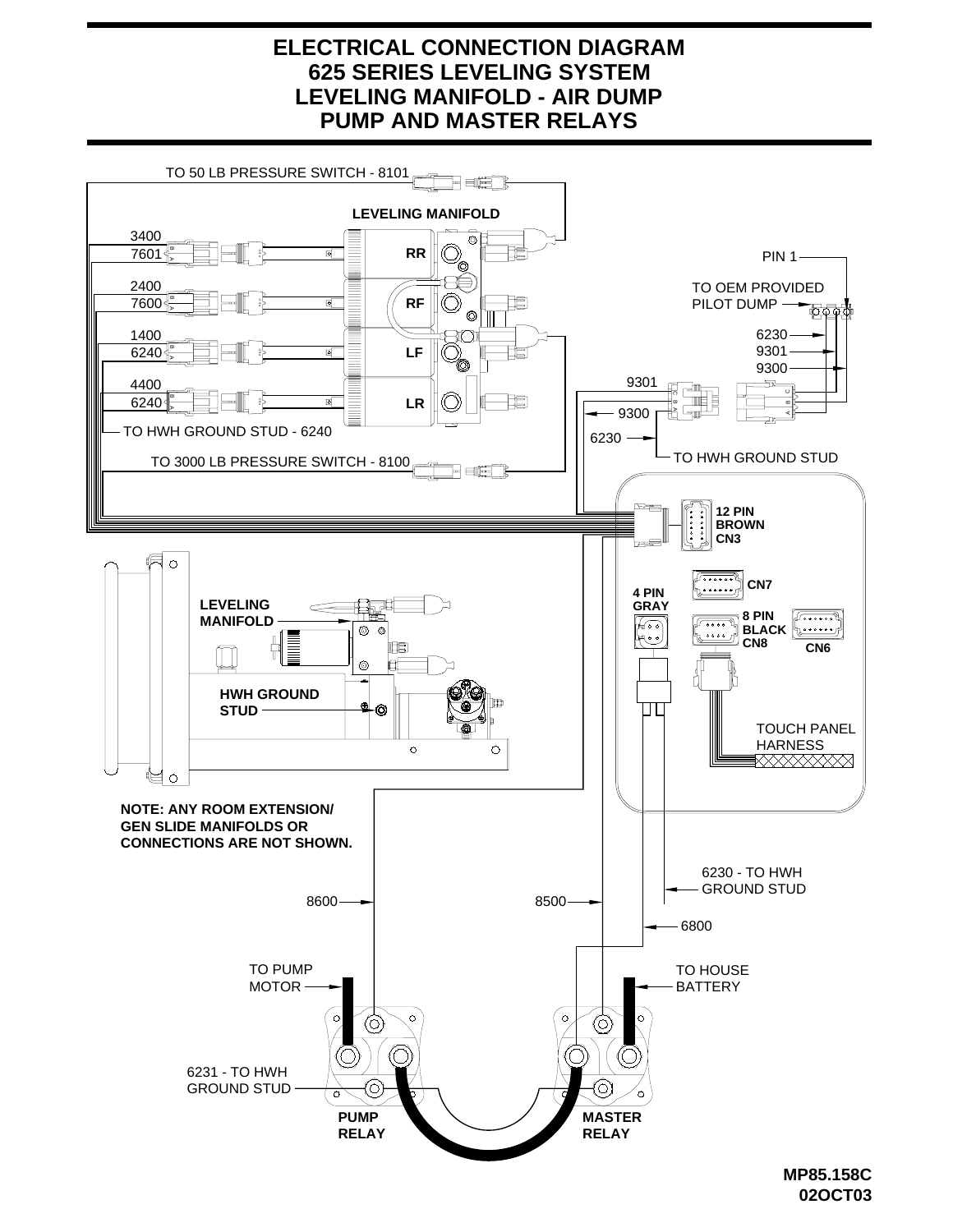# ELECTRICAL CONNECTION DIAGRAM
# 625 SERIES LEVELING SYSTEM
# LEVELING MANIFOLD - AIR DUMP
# PUMP AND MASTER RELAYS

TO 50 LB PRESSURE SWITCH - 8101

LEVELING MANIFOLD

3400
7601
RR

2400
7600
RF

1400
6240
LF

4400
6240
LR

TO HWH GROUND STUD - 6240

TO 3000 LB PRESSURE SWITCH - 8100

PIN 1

TO OEM PROVIDED PILOT DUMP

6230
9301
9300

9301
9300
6230

TO HWH GROUND STUD

12 PIN BROWN CN3

CN7

4 PIN GRAY

8 PIN BLACK CN8

CN6

TOUCH PANEL HARNESS

LEVELING MANIFOLD

HWH GROUND STUD

**NOTE: ANY ROOM EXTENSION/ GEN SLIDE MANIFOLDS OR CONNECTIONS ARE NOT SHOWN.**

6230 - TO HWH GROUND STUD

8600

8500

6800

TO PUMP MOTOR

TO HOUSE BATTERY

6231 - TO HWH GROUND STUD

PUMP RELAY

MASTER RELAY

**MP85.158C**
**02OCT03**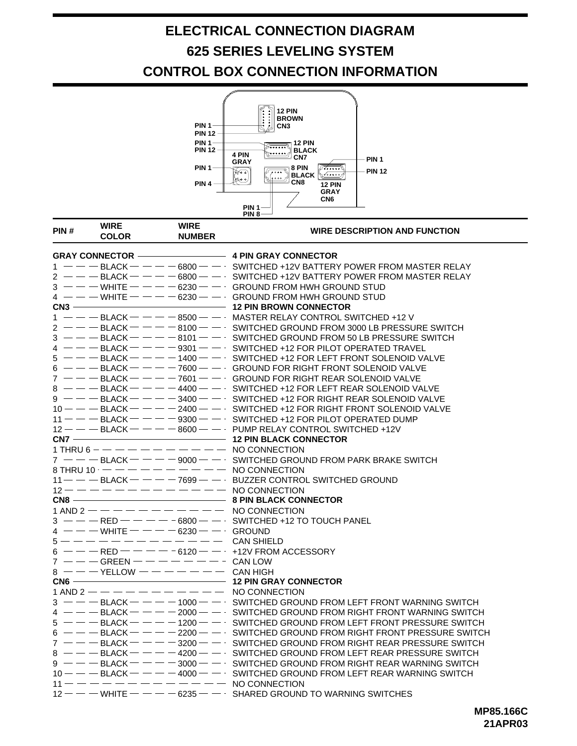# ELECTRICAL CONNECTION DIAGRAM

# 625 SERIES LEVELING SYSTEM

# CONTROL BOX CONNECTION INFORMATION

12 PIN BROWN CN3
PIN 1
PIN 12
PIN 1
PIN 12
12 PIN BLACK CN7
4 PIN GRAY
PIN 1
PIN 4
8 PIN BLACK CN8
PIN 1
PIN 12
12 PIN GRAY CN6
PIN 1
PIN 8

| PIN # | WIRE COLOR | WIRE NUMBER | WIRE DESCRIPTION AND FUNCTION |
|---|---|---|---|
| **GRAY CONNECTOR** | | | **4 PIN GRAY CONNECTOR** |
| 1 | BLACK | 6800 | SWITCHED +12V BATTERY POWER FROM MASTER RELAY |
| 2 | BLACK | 6800 | SWITCHED +12V BATTERY POWER FROM MASTER RELAY |
| 3 | WHITE | 6230 | GROUND FROM HWH GROUND STUD |
| 4 | WHITE | 6230 | GROUND FROM HWH GROUND STUD |
| **CN3** | | | **12 PIN BROWN CONNECTOR** |
| 1 | BLACK | 8500 | MASTER RELAY CONTROL SWITCHED +12 V |
| 2 | BLACK | 8100 | SWITCHED GROUND FROM 3000 LB PRESSURE SWITCH |
| 3 | BLACK | 8101 | SWITCHED GROUND FROM 50 LB PRESSURE SWITCH |
| 4 | BLACK | 9301 | SWITCHED +12 FOR PILOT OPERATED TRAVEL |
| 5 | BLACK | 1400 | SWITCHED +12 FOR LEFT FRONT SOLENOID VALVE |
| 6 | BLACK | 7600 | GROUND FOR RIGHT FRONT SOLENOID VALVE |
| 7 | BLACK | 7601 | GROUND FOR RIGHT REAR SOLENOID VALVE |
| 8 | BLACK | 4400 | SWITCHED +12 FOR LEFT REAR SOLENOID VALVE |
| 9 | BLACK | 3400 | SWITCHED +12 FOR RIGHT REAR SOLENOID VALVE |
| 10 | BLACK | 2400 | SWITCHED +12 FOR RIGHT FRONT SOLENOID VALVE |
| 11 | BLACK | 9300 | SWITCHED +12 FOR PILOT OPERATED DUMP |
| 12 | BLACK | 8600 | PUMP RELAY CONTROL SWITCHED +12V |
| **CN7** | | | **12 PIN BLACK CONNECTOR** |
| 1 THRU 6 | | | NO CONNECTION |
| 7 | BLACK | 9000 | SWITCHED GROUND FROM PARK BRAKE SWITCH |
| 8 THRU 10 | | | NO CONNECTION |
| 11 | BLACK | 7699 | BUZZER CONTROL SWITCHED GROUND |
| 12 | | | NO CONNECTION |
| **CN8** | | | **8 PIN BLACK CONNECTOR** |
| 1 AND 2 | | | NO CONNECTION |
| 3 | RED | 6800 | SWITCHED +12 TO TOUCH PANEL |
| 4 | WHITE | 6230 | GROUND |
| 5 | | | CAN SHIELD |
| 6 | RED | 6120 | +12V FROM ACCESSORY |
| 7 | GREEN | | CAN LOW |
| 8 | YELLOW | | CAN HIGH |
| **CN6** | | | **12 PIN GRAY CONNECTOR** |
| 1 AND 2 | | | NO CONNECTION |
| 3 | BLACK | 1000 | SWITCHED GROUND FROM LEFT FRONT WARNING SWITCH |
| 4 | BLACK | 2000 | SWITCHED GROUND FROM RIGHT FRONT WARNING SWITCH |
| 5 | BLACK | 1200 | SWITCHED GROUND FROM LEFT FRONT PRESSURE SWITCH |
| 6 | BLACK | 2200 | SWITCHED GROUND FROM RIGHT FRONT PRESSURE SWITCH |
| 7 | BLACK | 3200 | SWITCHED GROUND FROM RIGHT REAR PRESSURE SWITCH |
| 8 | BLACK | 4200 | SWITCHED GROUND FROM LEFT REAR PRESSURE SWITCH |
| 9 | BLACK | 3000 | SWITCHED GROUND FROM RIGHT REAR WARNING SWITCH |
| 10 | BLACK | 4000 | SWITCHED GROUND FROM LEFT REAR WARNING SWITCH |
| 11 | | | NO CONNECTION |
| 12 | WHITE | 6235 | SHARED GROUND TO WARNING SWITCHES |

**MP85.166C**
**21APR03**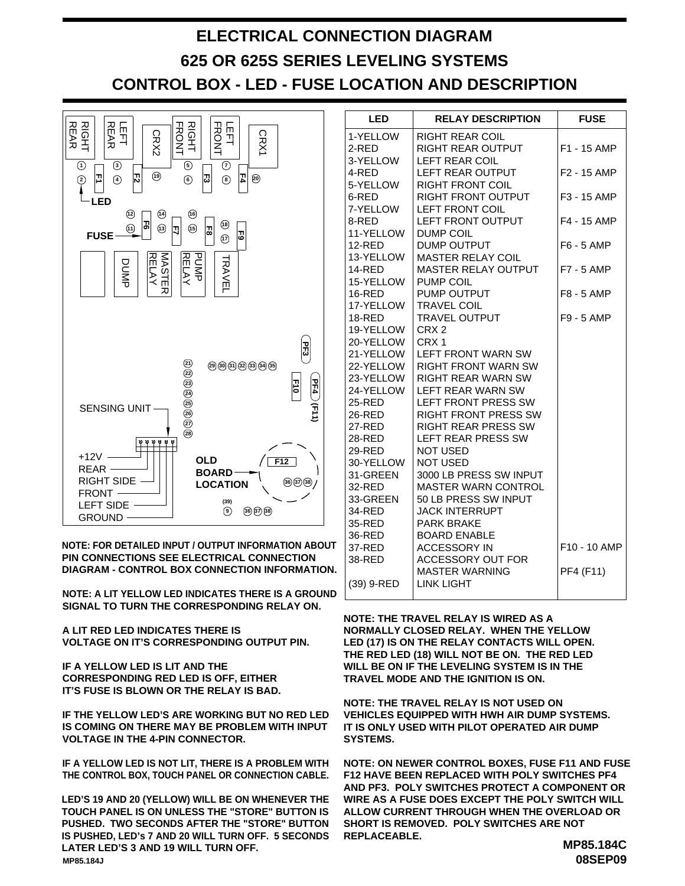# ELECTRICAL CONNECTION DIAGRAM
# 625 OR 625S SERIES LEVELING SYSTEMS
# CONTROL BOX - LED - FUSE LOCATION AND DESCRIPTION

RIGHT REAR
LEFT REAR
CRX2
RIGHT FRONT
LEFT FRONT
CRX1
1 3 5 7
2 F1 4 F2 19 6 F3 8 F4 20
LED
12 14 16
11 F6 13 F7 15 F8 18 F9 17
FUSE
DUMP
MASTER RELAY
PUMP RELAY
TRAVEL
PF3
21 29 30 31 32 33 34 35
22
23
24 F10 PF4 (F11)
25
SENSING UNIT
26
27
28
+12V
REAR
RIGHT SIDE
FRONT
LEFT SIDE
GROUND
OLD BOARD LOCATION
F12
36 37 38
(39)
9 36 37 38

| LED | RELAY DESCRIPTION | FUSE |
|---|---|---|
| 1-YELLOW | RIGHT REAR COIL | |
| 2-RED | RIGHT REAR OUTPUT | F1 - 15 AMP |
| 3-YELLOW | LEFT REAR COIL | |
| 4-RED | LEFT REAR OUTPUT | F2 - 15 AMP |
| 5-YELLOW | RIGHT FRONT COIL | |
| 6-RED | RIGHT FRONT OUTPUT | F3 - 15 AMP |
| 7-YELLOW | LEFT FRONT COIL | |
| 8-RED | LEFT FRONT OUTPUT | F4 - 15 AMP |
| 11-YELLOW | DUMP COIL | |
| 12-RED | DUMP OUTPUT | F6 - 5 AMP |
| 13-YELLOW | MASTER RELAY COIL | |
| 14-RED | MASTER RELAY OUTPUT | F7 - 5 AMP |
| 15-YELLOW | PUMP COIL | |
| 16-RED | PUMP OUTPUT | F8 - 5 AMP |
| 17-YELLOW | TRAVEL COIL | |
| 18-RED | TRAVEL OUTPUT | F9 - 5 AMP |
| 19-YELLOW | CRX 2 | |
| 20-YELLOW | CRX 1 | |
| 21-YELLOW | LEFT FRONT WARN SW | |
| 22-YELLOW | RIGHT FRONT WARN SW | |
| 23-YELLOW | RIGHT REAR WARN SW | |
| 24-YELLOW | LEFT REAR WARN SW | |
| 25-RED | LEFT FRONT PRESS SW | |
| 26-RED | RIGHT FRONT PRESS SW | |
| 27-RED | RIGHT REAR PRESS SW | |
| 28-RED | LEFT REAR PRESS SW | |
| 29-RED | NOT USED | |
| 30-YELLOW | NOT USED | |
| 31-GREEN | 3000 LB PRESS SW INPUT | |
| 32-RED | MASTER WARN CONTROL | |
| 33-GREEN | 50 LB PRESS SW INPUT | |
| 34-RED | JACK INTERRUPT | |
| 35-RED | PARK BRAKE | |
| 36-RED | BOARD ENABLE | |
| 37-RED | ACCESSORY IN | F10 - 10 AMP |
| 38-RED | ACCESSORY OUT FOR MASTER WARNING | PF4 (F11) |
| (39) 9-RED | LINK LIGHT | |

**NOTE: FOR DETAILED INPUT / OUTPUT INFORMATION ABOUT PIN CONNECTIONS SEE ELECTRICAL CONNECTION DIAGRAM - CONTROL BOX CONNECTION INFORMATION.**

**NOTE: A LIT YELLOW LED INDICATES THERE IS A GROUND SIGNAL TO TURN THE CORRESPONDING RELAY ON.**

**A LIT RED LED INDICATES THERE IS VOLTAGE ON IT'S CORRESPONDING OUTPUT PIN.**

**IF A YELLOW LED IS LIT AND THE CORRESPONDING RED LED IS OFF, EITHER IT'S FUSE IS BLOWN OR THE RELAY IS BAD.**

**IF THE YELLOW LED'S ARE WORKING BUT NO RED LED IS COMING ON THERE MAY BE PROBLEM WITH INPUT VOLTAGE IN THE 4-PIN CONNECTOR.**

**IF A YELLOW LED IS NOT LIT, THERE IS A PROBLEM WITH THE CONTROL BOX, TOUCH PANEL OR CONNECTION CABLE.**

**LED'S 19 AND 20 (YELLOW) WILL BE ON WHENEVER THE TOUCH PANEL IS ON UNLESS THE "STORE" BUTTON IS PUSHED. TWO SECONDS AFTER THE "STORE" BUTTON IS PUSHED, LED's 7 AND 20 WILL TURN OFF. 5 SECONDS LATER LED'S 3 AND 19 WILL TURN OFF.**

**NOTE: THE TRAVEL RELAY IS WIRED AS A NORMALLY CLOSED RELAY. WHEN THE YELLOW LED (17) IS ON THE RELAY CONTACTS WILL OPEN. THE RED LED (18) WILL NOT BE ON. THE RED LED WILL BE ON IF THE LEVELING SYSTEM IS IN THE TRAVEL MODE AND THE IGNITION IS ON.**

**NOTE: THE TRAVEL RELAY IS NOT USED ON VEHICLES EQUIPPED WITH HWH AIR DUMP SYSTEMS. IT IS ONLY USED WITH PILOT OPERATED AIR DUMP SYSTEMS.**

**NOTE: ON NEWER CONTROL BOXES, FUSE F11 AND FUSE F12 HAVE BEEN REPLACED WITH POLY SWITCHES PF4 AND PF3. POLY SWITCHES PROTECT A COMPONENT OR WIRE AS A FUSE DOES EXCEPT THE POLY SWITCH WILL ALLOW CURRENT THROUGH WHEN THE OVERLOAD OR SHORT IS REMOVED. POLY SWITCHES ARE NOT REPLACEABLE.**

MP85.184J

**MP85.184C**
**08SEP09**